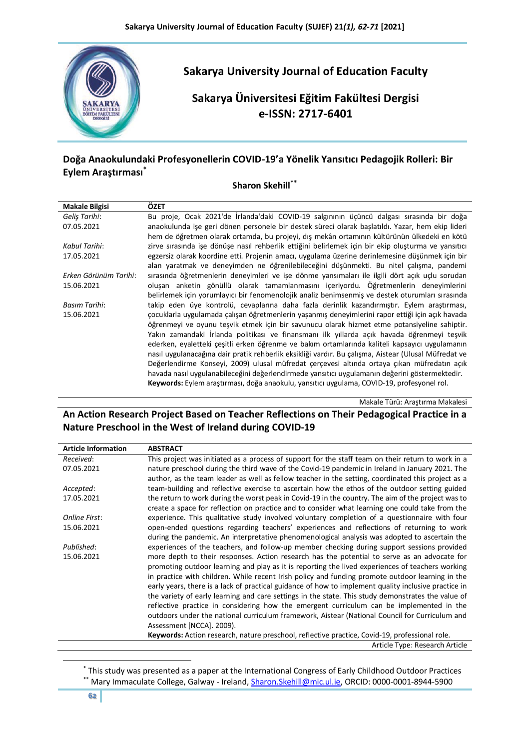# Sakarya University Journal of Education Faculty

# Sakarya Üniversitesi Eğitim Fakültesi Dergisi

**e-ISSN: 2717-6401**

## Doğa Anaokulundaki Profesyonellerin COVID-19'a Yönelik Yansıtıcı Pedagojik Rolleri: Bir Eylem Araştırması[*]

**Sharon Skehill[**]**

| Makale Bilgisi | ÖZET |
|---|---|
| *Geliş Tarihi*: 07.05.2021<br><br>*Kabul Tarihi*: 17.05.2021<br><br>*Erken Görünüm Tarihi*: 15.06.2021<br><br>*Basım Tarihi*: 15.06.2021 | Bu proje, Ocak 2021'de İrlanda'daki COVID-19 salgınının üçüncü dalgası sırasında bir doğa anaokulunda işe geri dönen personele bir destek süreci olarak başlatıldı. Yazar, hem ekip lideri hem de öğretmen olarak ortamda, bu projeyi, dış mekân ortamının kültürünün ülkedeki en kötü zirve sırasında işe dönüşe nasıl rehberlik ettiğini belirlemek için bir ekip oluşturma ve yansıtıcı egzersiz olarak koordine etti. Projenin amacı, uygulama üzerine derinlemesine düşünmek için bir alan yaratmak ve deneyimden ne öğrenilebileceğini düşünmekti. Bu nitel çalışma, pandemi sırasında öğretmenlerin deneyimleri ve işe dönme yansımaları ile ilgili dört açık uçlu sorudan oluşan anketin gönüllü olarak tamamlanmasını içeriyordu. Öğretmenlerin deneyimlerini belirlemek için bir yorumlayıcı bir fenomenolojik analiz benimsenmiş ve destek oturumları sırasında takip eden üye kontrolü, cevaplarına daha fazla derinlik kazandırmıştır. Eylem araştırması, çocuklarla uygulamada çalışan öğretmenlerin yaşanmış deneyimlerini rapor ettiği için açık havada öğrenmeyi ve oyunu teşvik etmek için bir savunucu olarak hizmet etme potansiyeline sahiptir. Yakın zamandaki İrlanda politikası ve finansmanı ilk yıllarda açık havada öğrenmeyi teşvik ederken, eyaletteki çeşitli erken öğrenme ve bakım ortamlarında kaliteli kapsayıcı uygulamanın nasıl uygulanacağına dair pratik rehberlik eksikliği vardır. Bu çalışma, Aistear (Ulusal Müfredat ve Değerlendirme Konseyi, 2009) ulusal müfredat çerçevesi altında ortaya çıkan müfredatın açık havada nasıl uygulanabileceğini değerlendirmede yansıtıcı uygulamanın değerini göstermektedir.<br>**Keywords:** Eylem araştırması, doğa anaokulu, yansıtıcı uygulama, COVID-19, profesyonel rol. |

Makale Türü: Araştırma Makalesi

## An Action Research Project Based on Teacher Reflections on Their Pedagogical Practice in a Nature Preschool in the West of Ireland during COVID-19

| Article Information | ABSTRACT |
|---|---|
| *Received*: 07.05.2021<br><br>*Accepted*: 17.05.2021<br><br>*Online First*: 15.06.2021<br><br>*Published*: 15.06.2021 | This project was initiated as a process of support for the staff team on their return to work in a nature preschool during the third wave of the Covid-19 pandemic in Ireland in January 2021. The author, as the team leader as well as fellow teacher in the setting, coordinated this project as a team-building and reflective exercise to ascertain how the ethos of the outdoor setting guided the return to work during the worst peak in Covid-19 in the country. The aim of the project was to create a space for reflection on practice and to consider what learning one could take from the experience. This qualitative study involved voluntary completion of a questionnaire with four open-ended questions regarding teachers' experiences and reflections of returning to work during the pandemic. An interpretative phenomenological analysis was adopted to ascertain the experiences of the teachers, and follow-up member checking during support sessions provided more depth to their responses. Action research has the potential to serve as an advocate for promoting outdoor learning and play as it is reporting the lived experiences of teachers working in practice with children. While recent Irish policy and funding promote outdoor learning in the early years, there is a lack of practical guidance of how to implement quality inclusive practice in the variety of early learning and care settings in the state. This study demonstrates the value of reflective practice in considering how the emergent curriculum can be implemented in the outdoors under the national curriculum framework, Aistear (National Council for Curriculum and Assessment [NCCA]. 2009).<br>**Keywords:** Action research, nature preschool, reflective practice, Covid-19, professional role. |

Article Type: Research Article

---

[*] This study was presented as a paper at the International Congress of Early Childhood Outdoor Practices

[**] Mary Immaculate College, Galway - Ireland, Sharon.Skehill@mic.ul.ie, ORCID: 0000-0001-8944-5900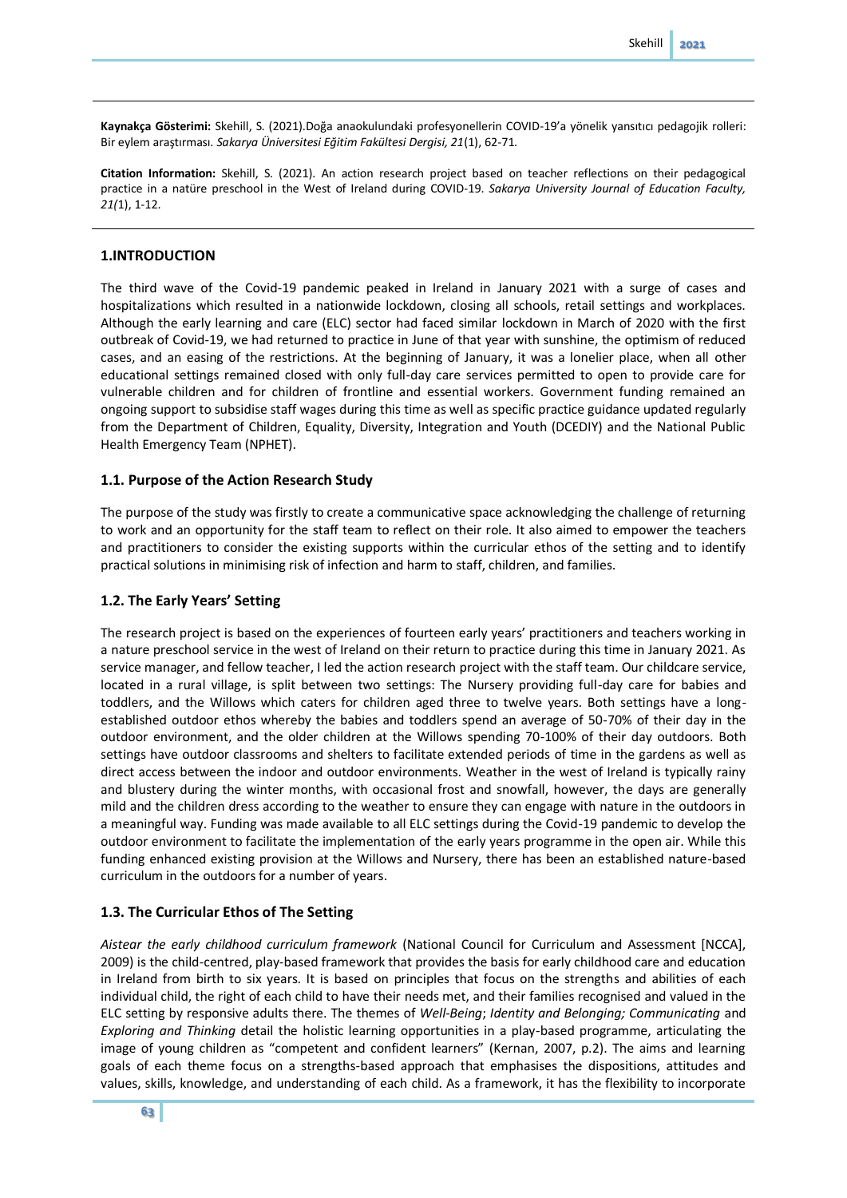**Kaynakça Gösterimi:** Skehill, S. (2021).Doğa anaokulundaki profesyonellerin COVID-19'a yönelik yansıtıcı pedagojik rolleri: Bir eylem araştırması. *Sakarya Üniversitesi Eğitim Fakültesi Dergisi, 21*(1), 62-71.

**Citation Information:** Skehill, S. (2021). An action research project based on teacher reflections on their pedagogical practice in a natüre preschool in the West of Ireland during COVID-19. *Sakarya University Journal of Education Faculty, 21(*1), 1-12.

## 1.INTRODUCTION

The third wave of the Covid-19 pandemic peaked in Ireland in January 2021 with a surge of cases and hospitalizations which resulted in a nationwide lockdown, closing all schools, retail settings and workplaces. Although the early learning and care (ELC) sector had faced similar lockdown in March of 2020 with the first outbreak of Covid-19, we had returned to practice in June of that year with sunshine, the optimism of reduced cases, and an easing of the restrictions. At the beginning of January, it was a lonelier place, when all other educational settings remained closed with only full-day care services permitted to open to provide care for vulnerable children and for children of frontline and essential workers. Government funding remained an ongoing support to subsidise staff wages during this time as well as specific practice guidance updated regularly from the Department of Children, Equality, Diversity, Integration and Youth (DCEDIY) and the National Public Health Emergency Team (NPHET).

### 1.1. Purpose of the Action Research Study

The purpose of the study was firstly to create a communicative space acknowledging the challenge of returning to work and an opportunity for the staff team to reflect on their role. It also aimed to empower the teachers and practitioners to consider the existing supports within the curricular ethos of the setting and to identify practical solutions in minimising risk of infection and harm to staff, children, and families.

### 1.2. The Early Years' Setting

The research project is based on the experiences of fourteen early years' practitioners and teachers working in a nature preschool service in the west of Ireland on their return to practice during this time in January 2021. As service manager, and fellow teacher, I led the action research project with the staff team. Our childcare service, located in a rural village, is split between two settings: The Nursery providing full-day care for babies and toddlers, and the Willows which caters for children aged three to twelve years. Both settings have a long-established outdoor ethos whereby the babies and toddlers spend an average of 50-70% of their day in the outdoor environment, and the older children at the Willows spending 70-100% of their day outdoors. Both settings have outdoor classrooms and shelters to facilitate extended periods of time in the gardens as well as direct access between the indoor and outdoor environments. Weather in the west of Ireland is typically rainy and blustery during the winter months, with occasional frost and snowfall, however, the days are generally mild and the children dress according to the weather to ensure they can engage with nature in the outdoors in a meaningful way. Funding was made available to all ELC settings during the Covid-19 pandemic to develop the outdoor environment to facilitate the implementation of the early years programme in the open air. While this funding enhanced existing provision at the Willows and Nursery, there has been an established nature-based curriculum in the outdoors for a number of years.

### 1.3. The Curricular Ethos of The Setting

*Aistear the early childhood curriculum framework* (National Council for Curriculum and Assessment [NCCA], 2009) is the child-centred, play-based framework that provides the basis for early childhood care and education in Ireland from birth to six years. It is based on principles that focus on the strengths and abilities of each individual child, the right of each child to have their needs met, and their families recognised and valued in the ELC setting by responsive adults there. The themes of *Well-Being*; *Identity and Belonging; Communicating* and *Exploring and Thinking* detail the holistic learning opportunities in a play-based programme, articulating the image of young children as "competent and confident learners" (Kernan, 2007, p.2). The aims and learning goals of each theme focus on a strengths-based approach that emphasises the dispositions, attitudes and values, skills, knowledge, and understanding of each child. As a framework, it has the flexibility to incorporate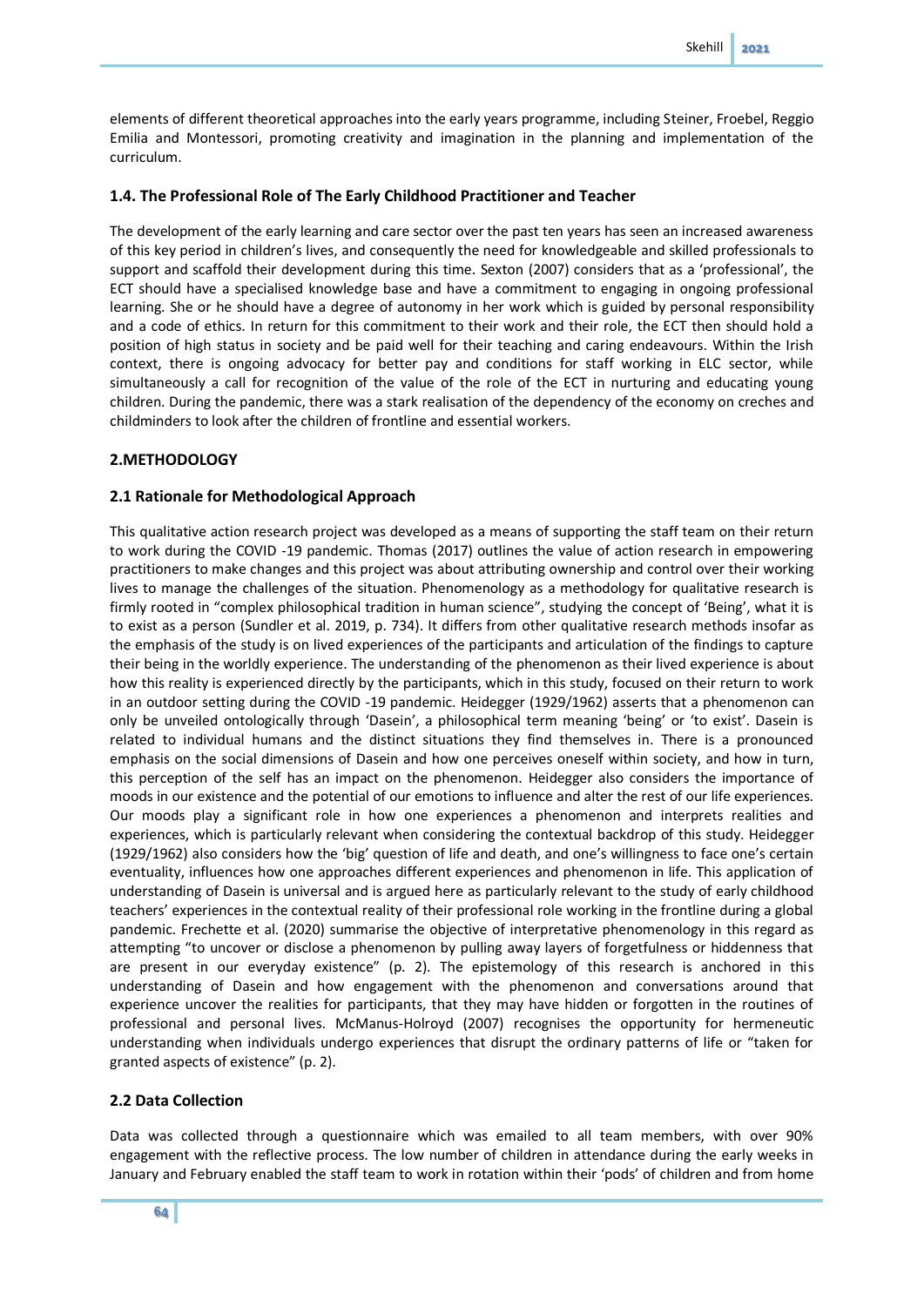elements of different theoretical approaches into the early years programme, including Steiner, Froebel, Reggio Emilia and Montessori, promoting creativity and imagination in the planning and implementation of the curriculum.

### 1.4. The Professional Role of The Early Childhood Practitioner and Teacher

The development of the early learning and care sector over the past ten years has seen an increased awareness of this key period in children's lives, and consequently the need for knowledgeable and skilled professionals to support and scaffold their development during this time. Sexton (2007) considers that as a 'professional', the ECT should have a specialised knowledge base and have a commitment to engaging in ongoing professional learning. She or he should have a degree of autonomy in her work which is guided by personal responsibility and a code of ethics. In return for this commitment to their work and their role, the ECT then should hold a position of high status in society and be paid well for their teaching and caring endeavours. Within the Irish context, there is ongoing advocacy for better pay and conditions for staff working in ELC sector, while simultaneously a call for recognition of the value of the role of the ECT in nurturing and educating young children. During the pandemic, there was a stark realisation of the dependency of the economy on creches and childminders to look after the children of frontline and essential workers.

## 2.METHODOLOGY

### 2.1 Rationale for Methodological Approach

This qualitative action research project was developed as a means of supporting the staff team on their return to work during the COVID -19 pandemic. Thomas (2017) outlines the value of action research in empowering practitioners to make changes and this project was about attributing ownership and control over their working lives to manage the challenges of the situation. Phenomenology as a methodology for qualitative research is firmly rooted in "complex philosophical tradition in human science", studying the concept of 'Being', what it is to exist as a person (Sundler et al. 2019, p. 734). It differs from other qualitative research methods insofar as the emphasis of the study is on lived experiences of the participants and articulation of the findings to capture their being in the worldly experience. The understanding of the phenomenon as their lived experience is about how this reality is experienced directly by the participants, which in this study, focused on their return to work in an outdoor setting during the COVID -19 pandemic. Heidegger (1929/1962) asserts that a phenomenon can only be unveiled ontologically through 'Dasein', a philosophical term meaning 'being' or 'to exist'. Dasein is related to individual humans and the distinct situations they find themselves in. There is a pronounced emphasis on the social dimensions of Dasein and how one perceives oneself within society, and how in turn, this perception of the self has an impact on the phenomenon. Heidegger also considers the importance of moods in our existence and the potential of our emotions to influence and alter the rest of our life experiences. Our moods play a significant role in how one experiences a phenomenon and interprets realities and experiences, which is particularly relevant when considering the contextual backdrop of this study. Heidegger (1929/1962) also considers how the 'big' question of life and death, and one's willingness to face one's certain eventuality, influences how one approaches different experiences and phenomenon in life. This application of understanding of Dasein is universal and is argued here as particularly relevant to the study of early childhood teachers' experiences in the contextual reality of their professional role working in the frontline during a global pandemic. Frechette et al. (2020) summarise the objective of interpretative phenomenology in this regard as attempting "to uncover or disclose a phenomenon by pulling away layers of forgetfulness or hiddenness that are present in our everyday existence" (p. 2). The epistemology of this research is anchored in this understanding of Dasein and how engagement with the phenomenon and conversations around that experience uncover the realities for participants, that they may have hidden or forgotten in the routines of professional and personal lives. McManus-Holroyd (2007) recognises the opportunity for hermeneutic understanding when individuals undergo experiences that disrupt the ordinary patterns of life or "taken for granted aspects of existence" (p. 2).

### 2.2 Data Collection

Data was collected through a questionnaire which was emailed to all team members, with over 90% engagement with the reflective process. The low number of children in attendance during the early weeks in January and February enabled the staff team to work in rotation within their 'pods' of children and from home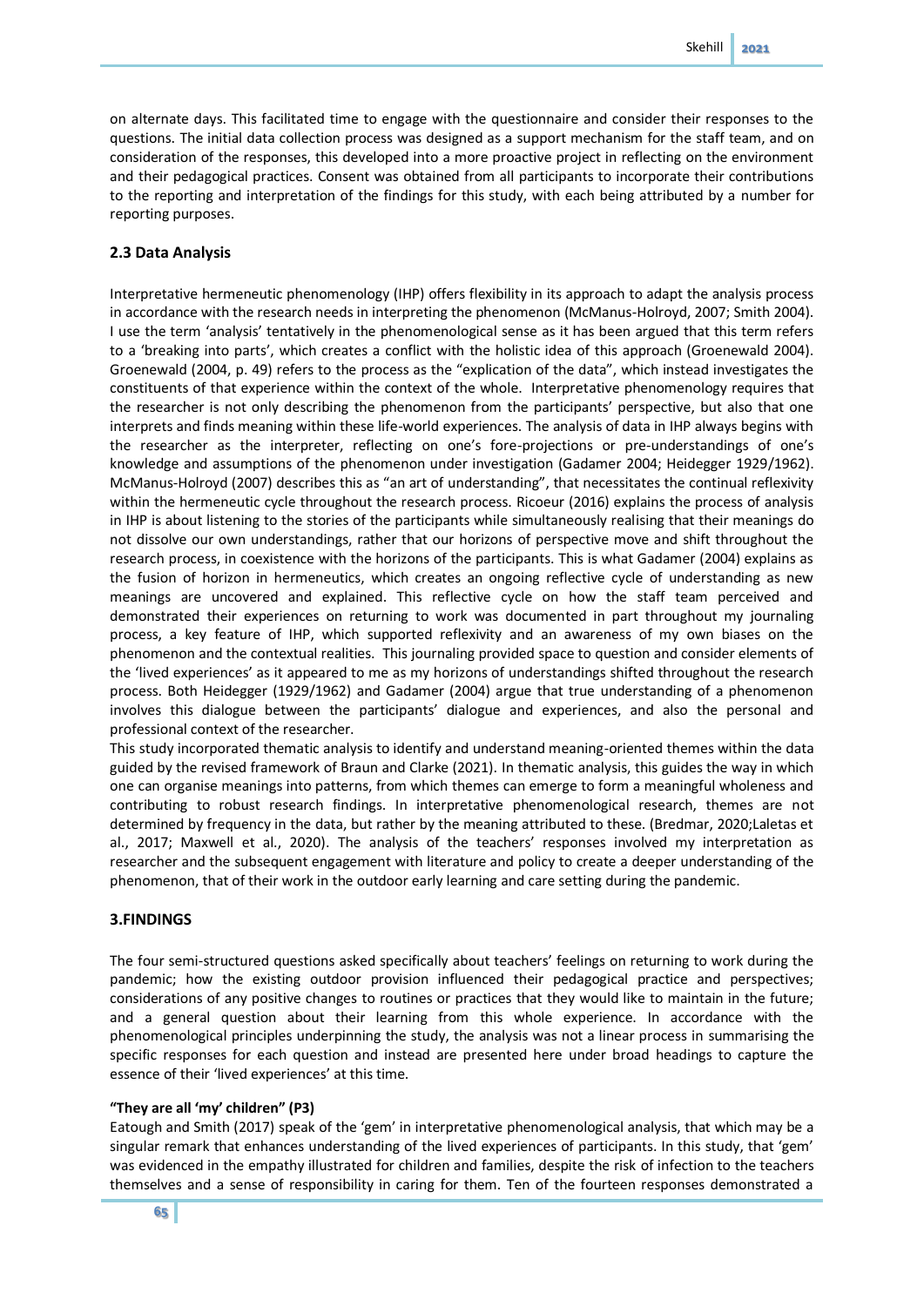on alternate days. This facilitated time to engage with the questionnaire and consider their responses to the questions. The initial data collection process was designed as a support mechanism for the staff team, and on consideration of the responses, this developed into a more proactive project in reflecting on the environment and their pedagogical practices. Consent was obtained from all participants to incorporate their contributions to the reporting and interpretation of the findings for this study, with each being attributed by a number for reporting purposes.

### 2.3 Data Analysis

Interpretative hermeneutic phenomenology (IHP) offers flexibility in its approach to adapt the analysis process in accordance with the research needs in interpreting the phenomenon (McManus-Holroyd, 2007; Smith 2004). I use the term 'analysis' tentatively in the phenomenological sense as it has been argued that this term refers to a 'breaking into parts', which creates a conflict with the holistic idea of this approach (Groenewald 2004). Groenewald (2004, p. 49) refers to the process as the "explication of the data", which instead investigates the constituents of that experience within the context of the whole. Interpretative phenomenology requires that the researcher is not only describing the phenomenon from the participants' perspective, but also that one interprets and finds meaning within these life-world experiences. The analysis of data in IHP always begins with the researcher as the interpreter, reflecting on one's fore-projections or pre-understandings of one's knowledge and assumptions of the phenomenon under investigation (Gadamer 2004; Heidegger 1929/1962). McManus-Holroyd (2007) describes this as "an art of understanding", that necessitates the continual reflexivity within the hermeneutic cycle throughout the research process. Ricoeur (2016) explains the process of analysis in IHP is about listening to the stories of the participants while simultaneously realising that their meanings do not dissolve our own understandings, rather that our horizons of perspective move and shift throughout the research process, in coexistence with the horizons of the participants. This is what Gadamer (2004) explains as the fusion of horizon in hermeneutics, which creates an ongoing reflective cycle of understanding as new meanings are uncovered and explained. This reflective cycle on how the staff team perceived and demonstrated their experiences on returning to work was documented in part throughout my journaling process, a key feature of IHP, which supported reflexivity and an awareness of my own biases on the phenomenon and the contextual realities. This journaling provided space to question and consider elements of the 'lived experiences' as it appeared to me as my horizons of understandings shifted throughout the research process. Both Heidegger (1929/1962) and Gadamer (2004) argue that true understanding of a phenomenon involves this dialogue between the participants' dialogue and experiences, and also the personal and professional context of the researcher.

This study incorporated thematic analysis to identify and understand meaning-oriented themes within the data guided by the revised framework of Braun and Clarke (2021). In thematic analysis, this guides the way in which one can organise meanings into patterns, from which themes can emerge to form a meaningful wholeness and contributing to robust research findings. In interpretative phenomenological research, themes are not determined by frequency in the data, but rather by the meaning attributed to these. (Bredmar, 2020;Laletas et al., 2017; Maxwell et al., 2020). The analysis of the teachers' responses involved my interpretation as researcher and the subsequent engagement with literature and policy to create a deeper understanding of the phenomenon, that of their work in the outdoor early learning and care setting during the pandemic.

## 3.FINDINGS

The four semi-structured questions asked specifically about teachers' feelings on returning to work during the pandemic; how the existing outdoor provision influenced their pedagogical practice and perspectives; considerations of any positive changes to routines or practices that they would like to maintain in the future; and a general question about their learning from this whole experience. In accordance with the phenomenological principles underpinning the study, the analysis was not a linear process in summarising the specific responses for each question and instead are presented here under broad headings to capture the essence of their 'lived experiences' at this time.

#### "They are all 'my' children" (P3)

Eatough and Smith (2017) speak of the 'gem' in interpretative phenomenological analysis, that which may be a singular remark that enhances understanding of the lived experiences of participants. In this study, that 'gem' was evidenced in the empathy illustrated for children and families, despite the risk of infection to the teachers themselves and a sense of responsibility in caring for them. Ten of the fourteen responses demonstrated a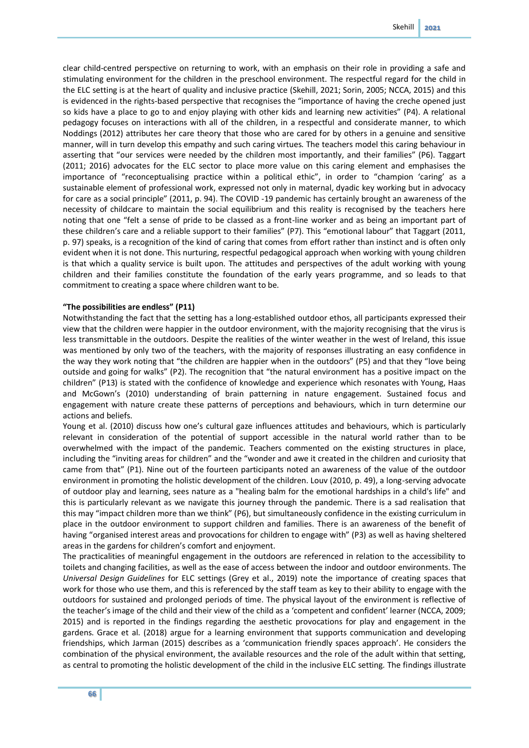clear child-centred perspective on returning to work, with an emphasis on their role in providing a safe and stimulating environment for the children in the preschool environment. The respectful regard for the child in the ELC setting is at the heart of quality and inclusive practice (Skehill, 2021; Sorin, 2005; NCCA, 2015) and this is evidenced in the rights-based perspective that recognises the "importance of having the creche opened just so kids have a place to go to and enjoy playing with other kids and learning new activities" (P4). A relational pedagogy focuses on interactions with all of the children, in a respectful and considerate manner, to which Noddings (2012) attributes her care theory that those who are cared for by others in a genuine and sensitive manner, will in turn develop this empathy and such caring virtues. The teachers model this caring behaviour in asserting that "our services were needed by the children most importantly, and their families" (P6). Taggart (2011; 2016) advocates for the ELC sector to place more value on this caring element and emphasises the importance of "reconceptualising practice within a political ethic", in order to "champion 'caring' as a sustainable element of professional work, expressed not only in maternal, dyadic key working but in advocacy for care as a social principle" (2011, p. 94). The COVID -19 pandemic has certainly brought an awareness of the necessity of childcare to maintain the social equilibrium and this reality is recognised by the teachers here noting that one "felt a sense of pride to be classed as a front-line worker and as being an important part of these children's care and a reliable support to their families" (P7). This "emotional labour" that Taggart (2011, p. 97) speaks, is a recognition of the kind of caring that comes from effort rather than instinct and is often only evident when it is not done. This nurturing, respectful pedagogical approach when working with young children is that which a quality service is built upon. The attitudes and perspectives of the adult working with young children and their families constitute the foundation of the early years programme, and so leads to that commitment to creating a space where children want to be.

**"The possibilities are endless" (P11)**

Notwithstanding the fact that the setting has a long-established outdoor ethos, all participants expressed their view that the children were happier in the outdoor environment, with the majority recognising that the virus is less transmittable in the outdoors. Despite the realities of the winter weather in the west of Ireland, this issue was mentioned by only two of the teachers, with the majority of responses illustrating an easy confidence in the way they work noting that "the children are happier when in the outdoors" (P5) and that they "love being outside and going for walks" (P2). The recognition that "the natural environment has a positive impact on the children" (P13) is stated with the confidence of knowledge and experience which resonates with Young, Haas and McGown's (2010) understanding of brain patterning in nature engagement. Sustained focus and engagement with nature create these patterns of perceptions and behaviours, which in turn determine our actions and beliefs.

Young et al. (2010) discuss how one's cultural gaze influences attitudes and behaviours, which is particularly relevant in consideration of the potential of support accessible in the natural world rather than to be overwhelmed with the impact of the pandemic. Teachers commented on the existing structures in place, including the "inviting areas for children" and the "wonder and awe it created in the children and curiosity that came from that" (P1). Nine out of the fourteen participants noted an awareness of the value of the outdoor environment in promoting the holistic development of the children. Louv (2010, p. 49), a long-serving advocate of outdoor play and learning, sees nature as a "healing balm for the emotional hardships in a child's life" and this is particularly relevant as we navigate this journey through the pandemic. There is a sad realisation that this may "impact children more than we think" (P6), but simultaneously confidence in the existing curriculum in place in the outdoor environment to support children and families. There is an awareness of the benefit of having "organised interest areas and provocations for children to engage with" (P3) as well as having sheltered areas in the gardens for children's comfort and enjoyment.

The practicalities of meaningful engagement in the outdoors are referenced in relation to the accessibility to toilets and changing facilities, as well as the ease of access between the indoor and outdoor environments. The *Universal Design Guidelines* for ELC settings (Grey et al., 2019) note the importance of creating spaces that work for those who use them, and this is referenced by the staff team as key to their ability to engage with the outdoors for sustained and prolonged periods of time. The physical layout of the environment is reflective of the teacher's image of the child and their view of the child as a 'competent and confident' learner (NCCA, 2009; 2015) and is reported in the findings regarding the aesthetic provocations for play and engagement in the gardens. Grace et al. (2018) argue for a learning environment that supports communication and developing friendships, which Jarman (2015) describes as a 'communication friendly spaces approach'. He considers the combination of the physical environment, the available resources and the role of the adult within that setting, as central to promoting the holistic development of the child in the inclusive ELC setting. The findings illustrate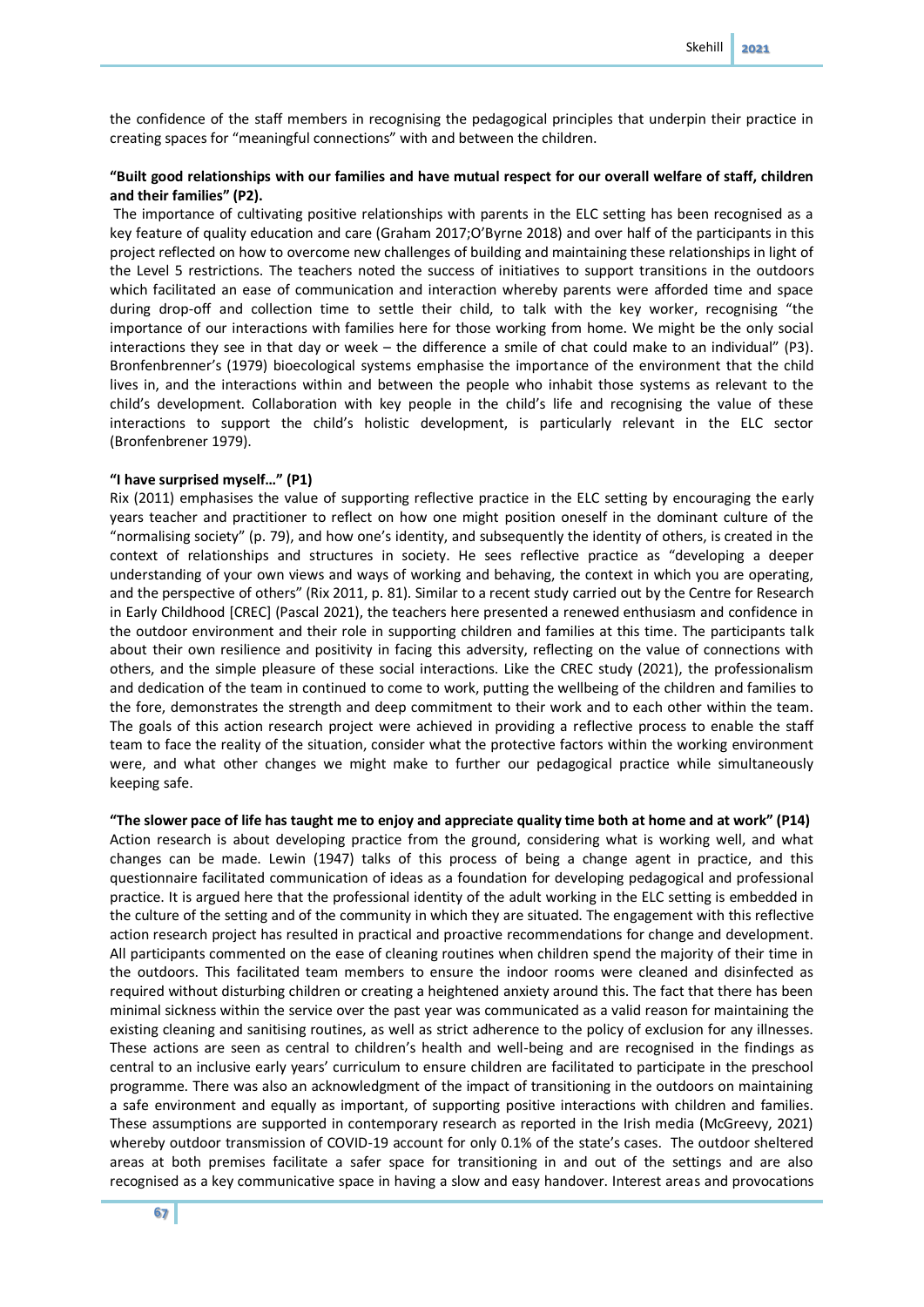the confidence of the staff members in recognising the pedagogical principles that underpin their practice in creating spaces for "meaningful connections" with and between the children.

**"Built good relationships with our families and have mutual respect for our overall welfare of staff, children and their families" (P2).**

The importance of cultivating positive relationships with parents in the ELC setting has been recognised as a key feature of quality education and care (Graham 2017;O'Byrne 2018) and over half of the participants in this project reflected on how to overcome new challenges of building and maintaining these relationships in light of the Level 5 restrictions. The teachers noted the success of initiatives to support transitions in the outdoors which facilitated an ease of communication and interaction whereby parents were afforded time and space during drop-off and collection time to settle their child, to talk with the key worker, recognising "the importance of our interactions with families here for those working from home. We might be the only social interactions they see in that day or week – the difference a smile of chat could make to an individual" (P3). Bronfenbrenner's (1979) bioecological systems emphasise the importance of the environment that the child lives in, and the interactions within and between the people who inhabit those systems as relevant to the child's development. Collaboration with key people in the child's life and recognising the value of these interactions to support the child's holistic development, is particularly relevant in the ELC sector (Bronfenbrener 1979).

**"I have surprised myself…" (P1)**

Rix (2011) emphasises the value of supporting reflective practice in the ELC setting by encouraging the early years teacher and practitioner to reflect on how one might position oneself in the dominant culture of the "normalising society" (p. 79), and how one's identity, and subsequently the identity of others, is created in the context of relationships and structures in society. He sees reflective practice as "developing a deeper understanding of your own views and ways of working and behaving, the context in which you are operating, and the perspective of others" (Rix 2011, p. 81). Similar to a recent study carried out by the Centre for Research in Early Childhood [CREC] (Pascal 2021), the teachers here presented a renewed enthusiasm and confidence in the outdoor environment and their role in supporting children and families at this time. The participants talk about their own resilience and positivity in facing this adversity, reflecting on the value of connections with others, and the simple pleasure of these social interactions. Like the CREC study (2021), the professionalism and dedication of the team in continued to come to work, putting the wellbeing of the children and families to the fore, demonstrates the strength and deep commitment to their work and to each other within the team. The goals of this action research project were achieved in providing a reflective process to enable the staff team to face the reality of the situation, consider what the protective factors within the working environment were, and what other changes we might make to further our pedagogical practice while simultaneously keeping safe.

**"The slower pace of life has taught me to enjoy and appreciate quality time both at home and at work" (P14)**

Action research is about developing practice from the ground, considering what is working well, and what changes can be made. Lewin (1947) talks of this process of being a change agent in practice, and this questionnaire facilitated communication of ideas as a foundation for developing pedagogical and professional practice. It is argued here that the professional identity of the adult working in the ELC setting is embedded in the culture of the setting and of the community in which they are situated. The engagement with this reflective action research project has resulted in practical and proactive recommendations for change and development. All participants commented on the ease of cleaning routines when children spend the majority of their time in the outdoors. This facilitated team members to ensure the indoor rooms were cleaned and disinfected as required without disturbing children or creating a heightened anxiety around this. The fact that there has been minimal sickness within the service over the past year was communicated as a valid reason for maintaining the existing cleaning and sanitising routines, as well as strict adherence to the policy of exclusion for any illnesses. These actions are seen as central to children's health and well-being and are recognised in the findings as central to an inclusive early years' curriculum to ensure children are facilitated to participate in the preschool programme. There was also an acknowledgment of the impact of transitioning in the outdoors on maintaining a safe environment and equally as important, of supporting positive interactions with children and families. These assumptions are supported in contemporary research as reported in the Irish media (McGreevy, 2021) whereby outdoor transmission of COVID-19 account for only 0.1% of the state's cases. The outdoor sheltered areas at both premises facilitate a safer space for transitioning in and out of the settings and are also recognised as a key communicative space in having a slow and easy handover. Interest areas and provocations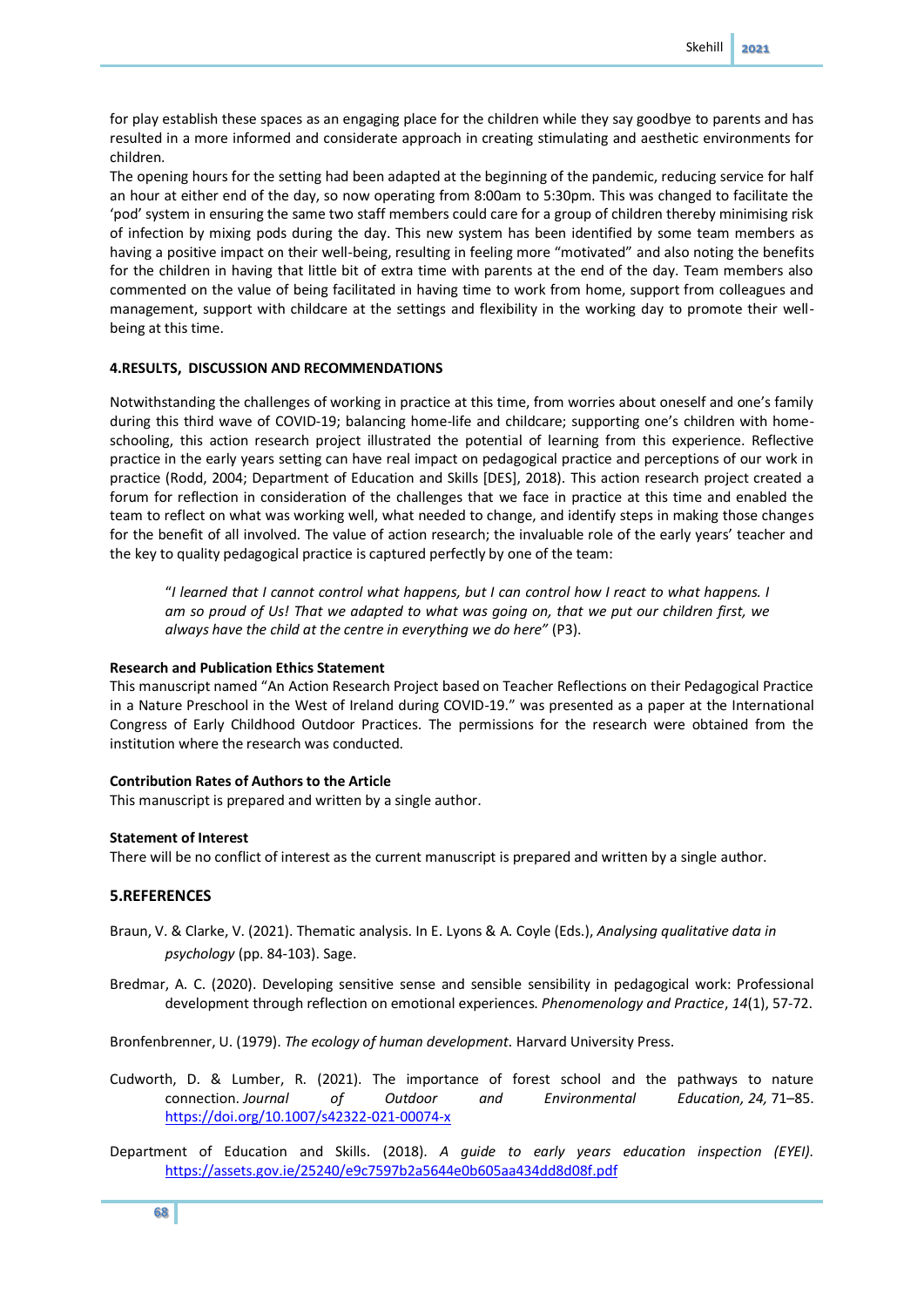for play establish these spaces as an engaging place for the children while they say goodbye to parents and has resulted in a more informed and considerate approach in creating stimulating and aesthetic environments for children.

The opening hours for the setting had been adapted at the beginning of the pandemic, reducing service for half an hour at either end of the day, so now operating from 8:00am to 5:30pm. This was changed to facilitate the 'pod' system in ensuring the same two staff members could care for a group of children thereby minimising risk of infection by mixing pods during the day. This new system has been identified by some team members as having a positive impact on their well-being, resulting in feeling more "motivated" and also noting the benefits for the children in having that little bit of extra time with parents at the end of the day. Team members also commented on the value of being facilitated in having time to work from home, support from colleagues and management, support with childcare at the settings and flexibility in the working day to promote their well-being at this time.

## 4.RESULTS, DISCUSSION AND RECOMMENDATIONS

Notwithstanding the challenges of working in practice at this time, from worries about oneself and one's family during this third wave of COVID-19; balancing home-life and childcare; supporting one's children with home-schooling, this action research project illustrated the potential of learning from this experience. Reflective practice in the early years setting can have real impact on pedagogical practice and perceptions of our work in practice (Rodd, 2004; Department of Education and Skills [DES], 2018). This action research project created a forum for reflection in consideration of the challenges that we face in practice at this time and enabled the team to reflect on what was working well, what needed to change, and identify steps in making those changes for the benefit of all involved. The value of action research; the invaluable role of the early years' teacher and the key to quality pedagogical practice is captured perfectly by one of the team:

> "*I learned that I cannot control what happens, but I can control how I react to what happens. I am so proud of Us! That we adapted to what was going on, that we put our children first, we always have the child at the centre in everything we do here"* (P3).

**Research and Publication Ethics Statement**

This manuscript named "An Action Research Project based on Teacher Reflections on their Pedagogical Practice in a Nature Preschool in the West of Ireland during COVID-19." was presented as a paper at the International Congress of Early Childhood Outdoor Practices. The permissions for the research were obtained from the institution where the research was conducted.

**Contribution Rates of Authors to the Article**

This manuscript is prepared and written by a single author.

**Statement of Interest**

There will be no conflict of interest as the current manuscript is prepared and written by a single author.

## 5.REFERENCES

Braun, V. & Clarke, V. (2021). Thematic analysis. In E. Lyons & A. Coyle (Eds.), *Analysing qualitative data in psychology* (pp. 84-103). Sage.

Bredmar, A. C. (2020). Developing sensitive sense and sensible sensibility in pedagogical work: Professional development through reflection on emotional experiences. *Phenomenology and Practice*, *14*(1), 57-72.

Bronfenbrenner, U. (1979). *The ecology of human development.* Harvard University Press.

Cudworth, D. & Lumber, R. (2021). The importance of forest school and the pathways to nature connection. *Journal of Outdoor and Environmental Education, 24,* 71–85. https://doi.org/10.1007/s42322-021-00074-x

Department of Education and Skills. (2018). *A guide to early years education inspection (EYEI).* https://assets.gov.ie/25240/e9c7597b2a5644e0b605aa434dd8d08f.pdf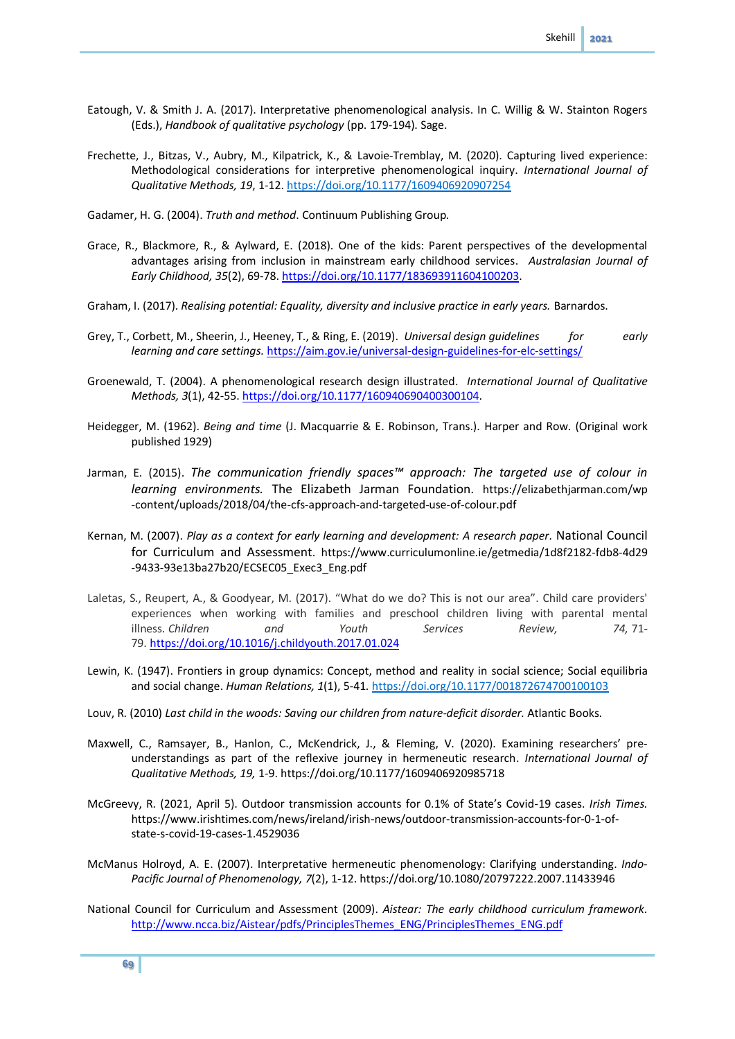Eatough, V. & Smith J. A. (2017). Interpretative phenomenological analysis. In C. Willig & W. Stainton Rogers (Eds.), *Handbook of qualitative psychology* (pp. 179-194). Sage.

Frechette, J., Bitzas, V., Aubry, M., Kilpatrick, K., & Lavoie-Tremblay, M. (2020). Capturing lived experience: Methodological considerations for interpretive phenomenological inquiry. *International Journal of Qualitative Methods, 19*, 1-12. https://doi.org/10.1177/1609406920907254

Gadamer, H. G. (2004). *Truth and method*. Continuum Publishing Group.

Grace, R., Blackmore, R., & Aylward, E. (2018). One of the kids: Parent perspectives of the developmental advantages arising from inclusion in mainstream early childhood services. *Australasian Journal of Early Childhood, 35*(2), 69-78. https://doi.org/10.1177/183693911604100203.

Graham, I. (2017). *Realising potential: Equality, diversity and inclusive practice in early years.* Barnardos.

Grey, T., Corbett, M., Sheerin, J., Heeney, T., & Ring, E. (2019). *Universal design guidelines for early learning and care settings.* https://aim.gov.ie/universal-design-guidelines-for-elc-settings/

Groenewald, T. (2004). A phenomenological research design illustrated. *International Journal of Qualitative Methods, 3*(1), 42-55. https://doi.org/10.1177/160940690400300104.

Heidegger, M. (1962). *Being and time* (J. Macquarrie & E. Robinson, Trans.). Harper and Row. (Original work published 1929)

Jarman, E. (2015). *The communication friendly spaces™ approach: The targeted use of colour in learning environments.* The Elizabeth Jarman Foundation. https://elizabethjarman.com/wp-content/uploads/2018/04/the-cfs-approach-and-targeted-use-of-colour.pdf

Kernan, M. (2007). *Play as a context for early learning and development: A research paper*. National Council for Curriculum and Assessment. https://www.curriculumonline.ie/getmedia/1d8f2182-fdb8-4d29-9433-93e13ba27b20/ECSEC05_Exec3_Eng.pdf

Laletas, S., Reupert, A., & Goodyear, M. (2017). "What do we do? This is not our area". Child care providers' experiences when working with families and preschool children living with parental mental illness. *Children and Youth Services Review, 74*, 71-79. https://doi.org/10.1016/j.childyouth.2017.01.024

Lewin, K. (1947). Frontiers in group dynamics: Concept, method and reality in social science; Social equilibria and social change. *Human Relations, 1*(1), 5-41. https://doi.org/10.1177/001872674700100103

Louv, R. (2010) *Last child in the woods: Saving our children from nature-deficit disorder.* Atlantic Books.

Maxwell, C., Ramsayer, B., Hanlon, C., McKendrick, J., & Fleming, V. (2020). Examining researchers' pre-understandings as part of the reflexive journey in hermeneutic research. *International Journal of Qualitative Methods, 19,* 1-9. https://doi.org/10.1177/1609406920985718

McGreevy, R. (2021, April 5). Outdoor transmission accounts for 0.1% of State's Covid-19 cases. *Irish Times.* https://www.irishtimes.com/news/ireland/irish-news/outdoor-transmission-accounts-for-0-1-of-state-s-covid-19-cases-1.4529036

McManus Holroyd, A. E. (2007). Interpretative hermeneutic phenomenology: Clarifying understanding. *Indo-Pacific Journal of Phenomenology, 7*(2), 1-12. https://doi.org/10.1080/20797222.2007.11433946

National Council for Curriculum and Assessment (2009). *Aistear: The early childhood curriculum framework*. http://www.ncca.biz/Aistear/pdfs/PrinciplesThemes_ENG/PrinciplesThemes_ENG.pdf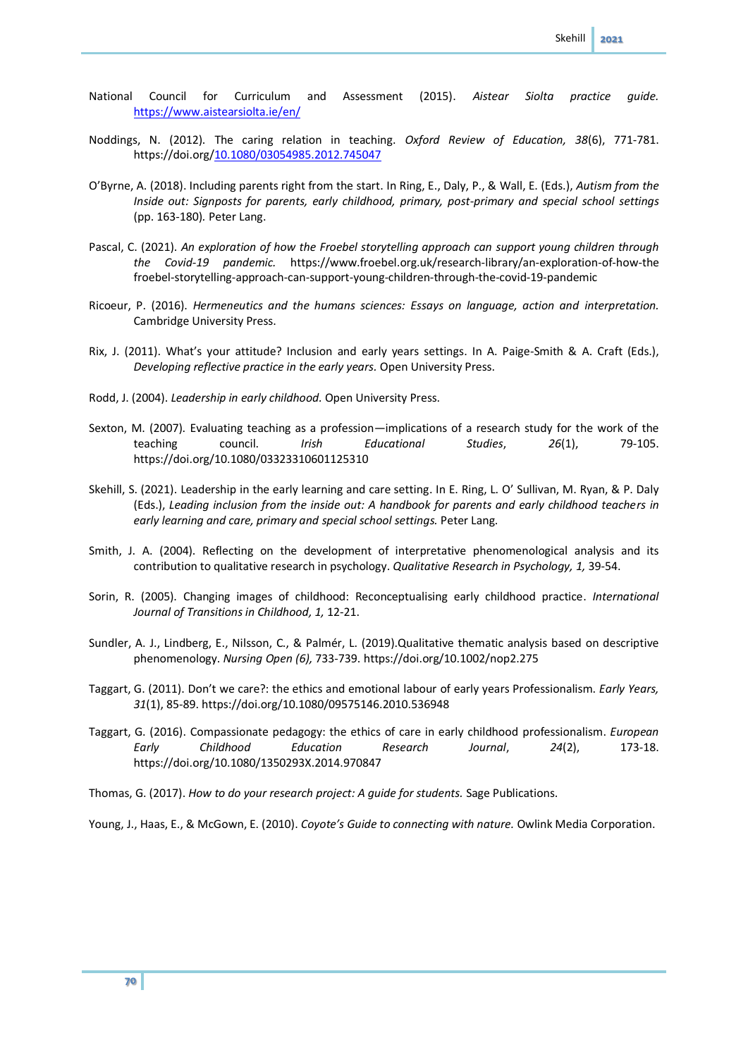National Council for Curriculum and Assessment (2015). *Aistear Siolta practice guide.* https://www.aistearsiolta.ie/en/

Noddings, N. (2012). The caring relation in teaching. *Oxford Review of Education, 38*(6), 771-781. https://doi.org/10.1080/03054985.2012.745047

O'Byrne, A. (2018). Including parents right from the start. In Ring, E., Daly, P., & Wall, E. (Eds.), *Autism from the Inside out: Signposts for parents, early childhood, primary, post-primary and special school settings* (pp. 163-180)*.* Peter Lang.

Pascal, C. (2021). *An exploration of how the Froebel storytelling approach can support young children through the Covid-19 pandemic.* https://www.froebel.org.uk/research-library/an-exploration-of-how-the froebel-storytelling-approach-can-support-young-children-through-the-covid-19-pandemic

Ricoeur, P. (2016). *Hermeneutics and the humans sciences: Essays on language, action and interpretation.* Cambridge University Press.

Rix, J. (2011). What's your attitude? Inclusion and early years settings. In A. Paige-Smith & A. Craft (Eds.), *Developing reflective practice in the early years.* Open University Press.

Rodd, J. (2004). *Leadership in early childhood.* Open University Press.

Sexton, M. (2007). Evaluating teaching as a profession—implications of a research study for the work of the teaching council. *Irish Educational Studies*, *26*(1), 79-105. https://doi.org/10.1080/03323310601125310

Skehill, S. (2021). Leadership in the early learning and care setting. In E. Ring, L. O' Sullivan, M. Ryan, & P. Daly (Eds.), *Leading inclusion from the inside out: A handbook for parents and early childhood teachers in early learning and care, primary and special school settings.* Peter Lang.

Smith, J. A. (2004). Reflecting on the development of interpretative phenomenological analysis and its contribution to qualitative research in psychology. *Qualitative Research in Psychology, 1,* 39-54.

Sorin, R. (2005). Changing images of childhood: Reconceptualising early childhood practice. *International Journal of Transitions in Childhood, 1,* 12-21.

Sundler, A. J., Lindberg, E., Nilsson, C., & Palmér, L. (2019).Qualitative thematic analysis based on descriptive phenomenology. *Nursing Open (6),* 733-739. https://doi.org/10.1002/nop2.275

Taggart, G. (2011). Don't we care?: the ethics and emotional labour of early years Professionalism. *Early Years, 31*(1), 85-89. https://doi.org/10.1080/09575146.2010.536948

Taggart, G. (2016). Compassionate pedagogy: the ethics of care in early childhood professionalism. *European Early Childhood Education Research Journal*, *24*(2), 173-18. https://doi.org/10.1080/1350293X.2014.970847

Thomas, G. (2017). *How to do your research project: A guide for students.* Sage Publications.

Young, J., Haas, E., & McGown, E. (2010). *Coyote's Guide to connecting with nature.* Owlink Media Corporation.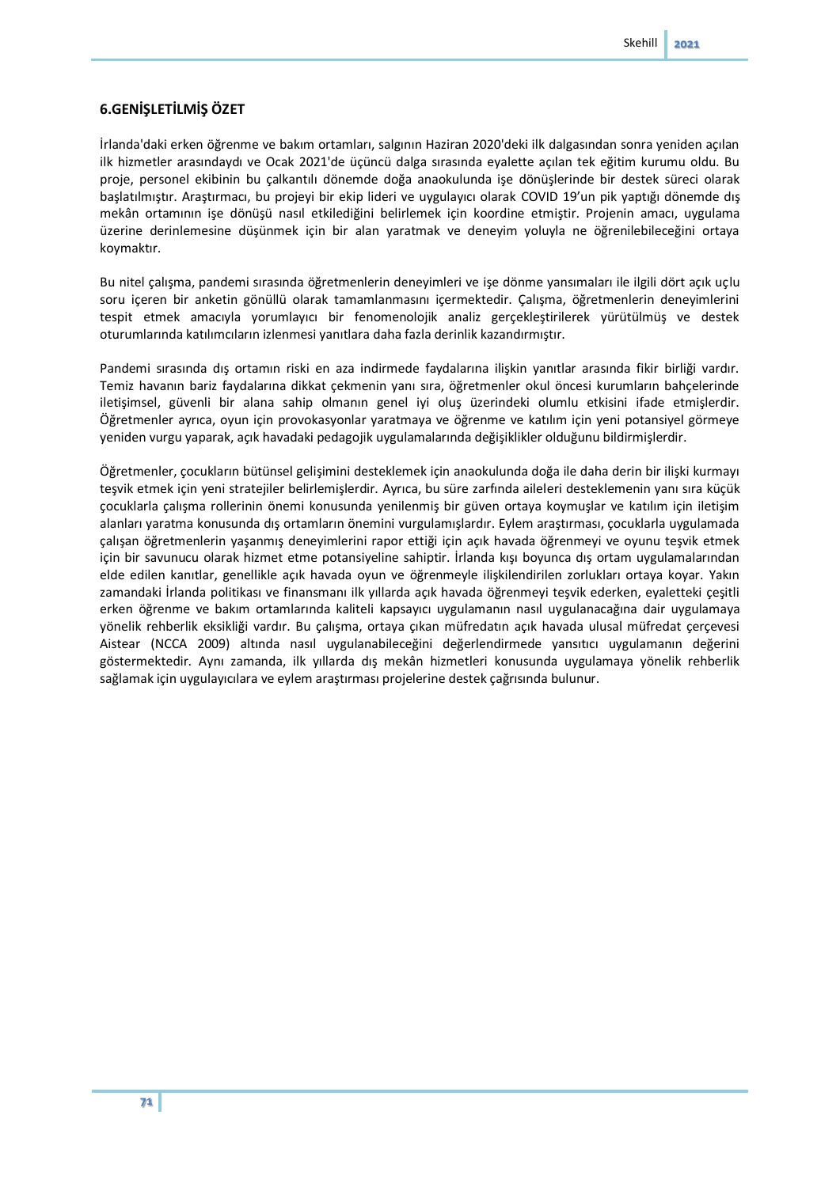## 6.GENİŞLETİLMİŞ ÖZET

İrlanda'daki erken öğrenme ve bakım ortamları, salgının Haziran 2020'deki ilk dalgasından sonra yeniden açılan ilk hizmetler arasındaydı ve Ocak 2021'de üçüncü dalga sırasında eyalette açılan tek eğitim kurumu oldu. Bu proje, personel ekibinin bu çalkantılı dönemde doğa anaokulunda işe dönüşlerinde bir destek süreci olarak başlatılmıştır. Araştırmacı, bu projeyi bir ekip lideri ve uygulayıcı olarak COVID 19'un pik yaptığı dönemde dış mekân ortamının işe dönüşü nasıl etkilediğini belirlemek için koordine etmiştir. Projenin amacı, uygulama üzerine derinlemesine düşünmek için bir alan yaratmak ve deneyim yoluyla ne öğrenilebileceğini ortaya koymaktır.

Bu nitel çalışma, pandemi sırasında öğretmenlerin deneyimleri ve işe dönme yansımaları ile ilgili dört açık uçlu soru içeren bir anketin gönüllü olarak tamamlanmasını içermektedir. Çalışma, öğretmenlerin deneyimlerini tespit etmek amacıyla yorumlayıcı bir fenomenolojik analiz gerçekleştirilerek yürütülmüş ve destek oturumlarında katılımcıların izlenmesi yanıtlara daha fazla derinlik kazandırmıştır.

Pandemi sırasında dış ortamın riski en aza indirmede faydalarına ilişkin yanıtlar arasında fikir birliği vardır. Temiz havanın bariz faydalarına dikkat çekmenin yanı sıra, öğretmenler okul öncesi kurumların bahçelerinde iletişimsel, güvenli bir alana sahip olmanın genel iyi oluş üzerindeki olumlu etkisini ifade etmişlerdir. Öğretmenler ayrıca, oyun için provokasyonlar yaratmaya ve öğrenme ve katılım için yeni potansiyel görmeye yeniden vurgu yaparak, açık havadaki pedagojik uygulamalarında değişiklikler olduğunu bildirmişlerdir.

Öğretmenler, çocukların bütünsel gelişimini desteklemek için anaokulunda doğa ile daha derin bir ilişki kurmayı teşvik etmek için yeni stratejiler belirlemişlerdir. Ayrıca, bu süre zarfında aileleri desteklemenin yanı sıra küçük çocuklarla çalışma rollerinin önemi konusunda yenilenmiş bir güven ortaya koymuşlar ve katılım için iletişim alanları yaratma konusunda dış ortamların önemini vurgulamışlardır. Eylem araştırması, çocuklarla uygulamada çalışan öğretmenlerin yaşanmış deneyimlerini rapor ettiği için açık havada öğrenmeyi ve oyunu teşvik etmek için bir savunucu olarak hizmet etme potansiyeline sahiptir. İrlanda kışı boyunca dış ortam uygulamalarından elde edilen kanıtlar, genellikle açık havada oyun ve öğrenmeyle ilişkilendirilen zorlukları ortaya koyar. Yakın zamandaki İrlanda politikası ve finansmanı ilk yıllarda açık havada öğrenmeyi teşvik ederken, eyaletteki çeşitli erken öğrenme ve bakım ortamlarında kaliteli kapsayıcı uygulamanın nasıl uygulanacağına dair uygulamaya yönelik rehberlik eksikliği vardır. Bu çalışma, ortaya çıkan müfredatın açık havada ulusal müfredat çerçevesi Aistear (NCCA 2009) altında nasıl uygulanabileceğini değerlendirmede yansıtıcı uygulamanın değerini göstermektedir. Aynı zamanda, ilk yıllarda dış mekân hizmetleri konusunda uygulamaya yönelik rehberlik sağlamak için uygulayıcılara ve eylem araştırması projelerine destek çağrısında bulunur.